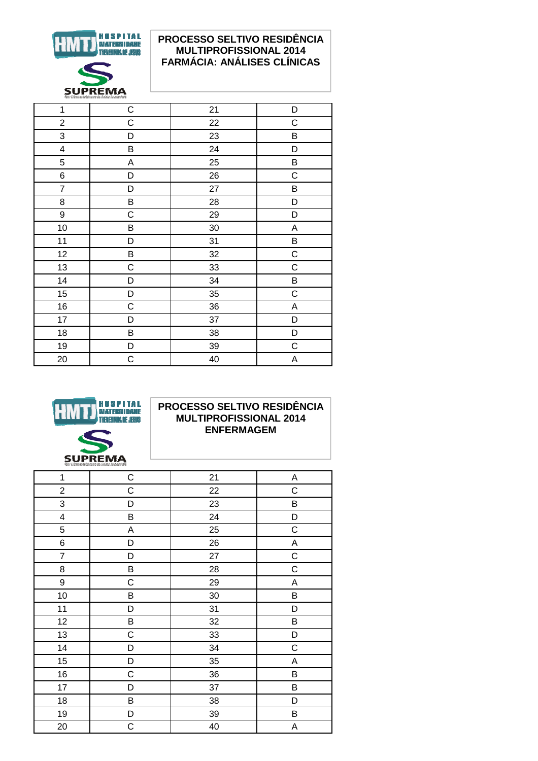HOSPITAL MATERNIDADE THEREZINHA DE JESUS

SUPREMA

## PROCESSO SELTIVO RESIDÊNCIA MULTIPROFISSIONAL 2014 FARMÁCIA: ANÁLISES CLÍNICAS

| 1 | C | 21 | D |
|---|---|---|---|
| 2 | C | 22 | C |
| 3 | D | 23 | B |
| 4 | B | 24 | D |
| 5 | A | 25 | B |
| 6 | D | 26 | C |
| 7 | D | 27 | B |
| 8 | B | 28 | D |
| 9 | C | 29 | D |
| 10 | B | 30 | A |
| 11 | D | 31 | B |
| 12 | B | 32 | C |
| 13 | C | 33 | C |
| 14 | D | 34 | B |
| 15 | D | 35 | C |
| 16 | C | 36 | A |
| 17 | D | 37 | D |
| 18 | B | 38 | D |
| 19 | D | 39 | C |
| 20 | C | 40 | A |

HOSPITAL MATERNIDADE THEREZINHA DE JESUS

SUPREMA

## PROCESSO SELTIVO RESIDÊNCIA MULTIPROFISSIONAL 2014 ENFERMAGEM

| 1 | C | 21 | A |
|---|---|---|---|
| 2 | C | 22 | C |
| 3 | D | 23 | B |
| 4 | B | 24 | D |
| 5 | A | 25 | C |
| 6 | D | 26 | A |
| 7 | D | 27 | C |
| 8 | B | 28 | C |
| 9 | C | 29 | A |
| 10 | B | 30 | B |
| 11 | D | 31 | D |
| 12 | B | 32 | B |
| 13 | C | 33 | D |
| 14 | D | 34 | C |
| 15 | D | 35 | A |
| 16 | C | 36 | B |
| 17 | D | 37 | B |
| 18 | B | 38 | D |
| 19 | D | 39 | B |
| 20 | C | 40 | A |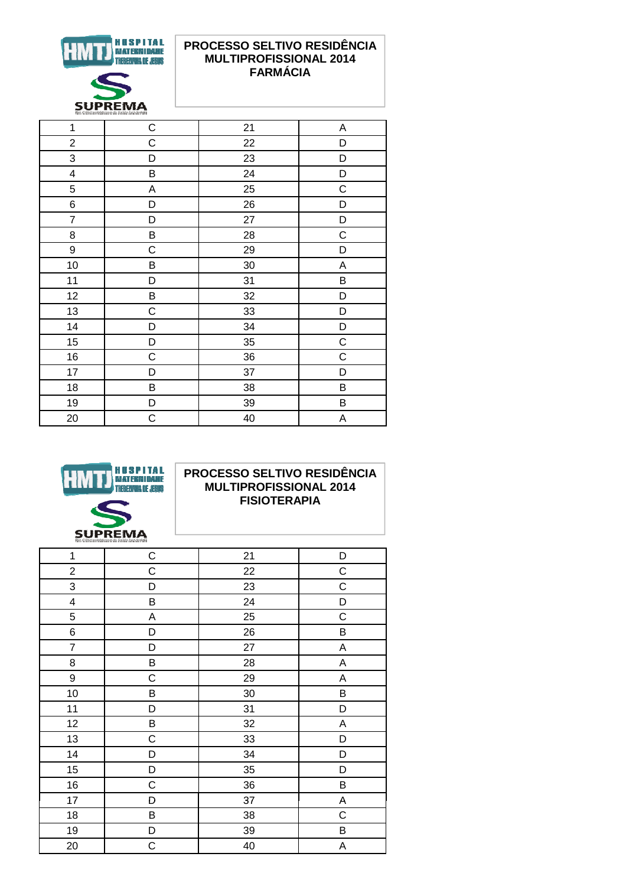**HOSPITAL MATERNIDADE THEREZINHA DE JESUS**

**SUPREMA**

## PROCESSO SELTIVO RESIDÊNCIA MULTIPROFISSIONAL 2014 FARMÁCIA

| | | | |
|---|---|---|---|
| 1 | C | 21 | A |
| 2 | C | 22 | D |
| 3 | D | 23 | D |
| 4 | B | 24 | D |
| 5 | A | 25 | C |
| 6 | D | 26 | D |
| 7 | D | 27 | D |
| 8 | B | 28 | C |
| 9 | C | 29 | D |
| 10 | B | 30 | A |
| 11 | D | 31 | B |
| 12 | B | 32 | D |
| 13 | C | 33 | D |
| 14 | D | 34 | D |
| 15 | D | 35 | C |
| 16 | C | 36 | C |
| 17 | D | 37 | D |
| 18 | B | 38 | B |
| 19 | D | 39 | B |
| 20 | C | 40 | A |

**HOSPITAL MATERNIDADE THEREZINHA DE JESUS**

**SUPREMA**

## PROCESSO SELTIVO RESIDÊNCIA MULTIPROFISSIONAL 2014 FISIOTERAPIA

| | | | |
|---|---|---|---|
| 1 | C | 21 | D |
| 2 | C | 22 | C |
| 3 | D | 23 | C |
| 4 | B | 24 | D |
| 5 | A | 25 | C |
| 6 | D | 26 | B |
| 7 | D | 27 | A |
| 8 | B | 28 | A |
| 9 | C | 29 | A |
| 10 | B | 30 | B |
| 11 | D | 31 | D |
| 12 | B | 32 | A |
| 13 | C | 33 | D |
| 14 | D | 34 | D |
| 15 | D | 35 | D |
| 16 | C | 36 | B |
| 17 | D | 37 | A |
| 18 | B | 38 | C |
| 19 | D | 39 | B |
| 20 | C | 40 | A |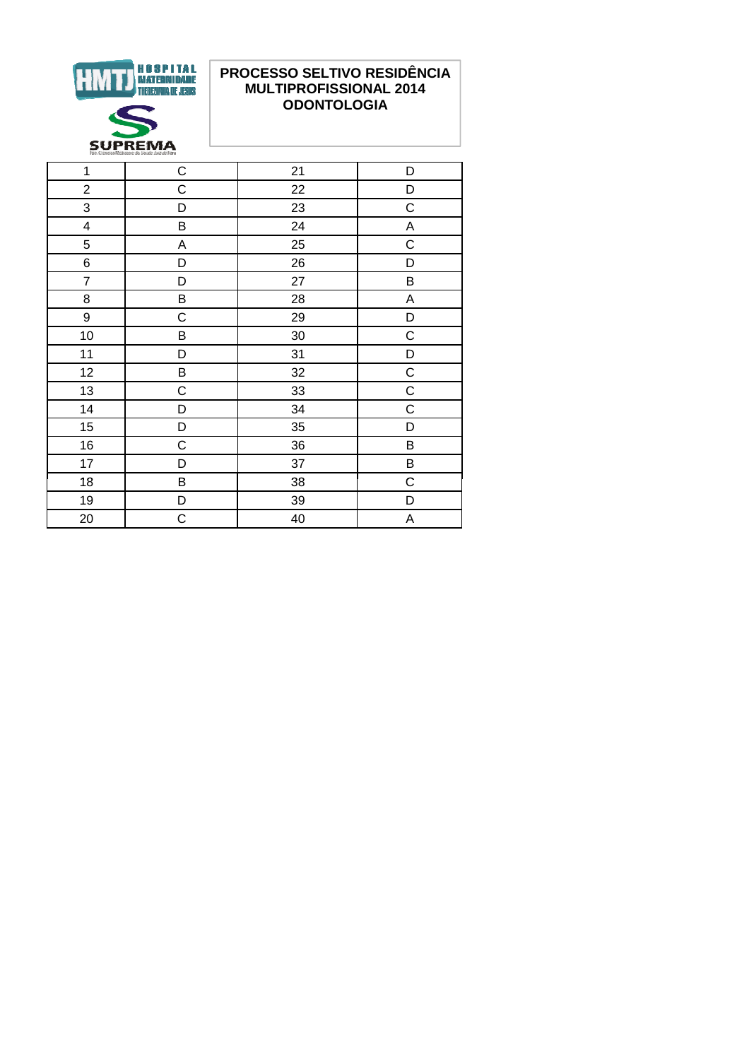HOSPITAL MATERNIDADE THEREZINHA DE JESUS

SUPREMA

**PROCESSO SELTIVO RESIDÊNCIA MULTIPROFISSIONAL 2014**
**ODONTOLOGIA**

| | | | |
|---|---|---|---|
| 1 | C | 21 | D |
| 2 | C | 22 | D |
| 3 | D | 23 | C |
| 4 | B | 24 | A |
| 5 | A | 25 | C |
| 6 | D | 26 | D |
| 7 | D | 27 | B |
| 8 | B | 28 | A |
| 9 | C | 29 | D |
| 10 | B | 30 | C |
| 11 | D | 31 | D |
| 12 | B | 32 | C |
| 13 | C | 33 | C |
| 14 | D | 34 | C |
| 15 | D | 35 | D |
| 16 | C | 36 | B |
| 17 | D | 37 | B |
| 18 | B | 38 | C |
| 19 | D | 39 | D |
| 20 | C | 40 | A |